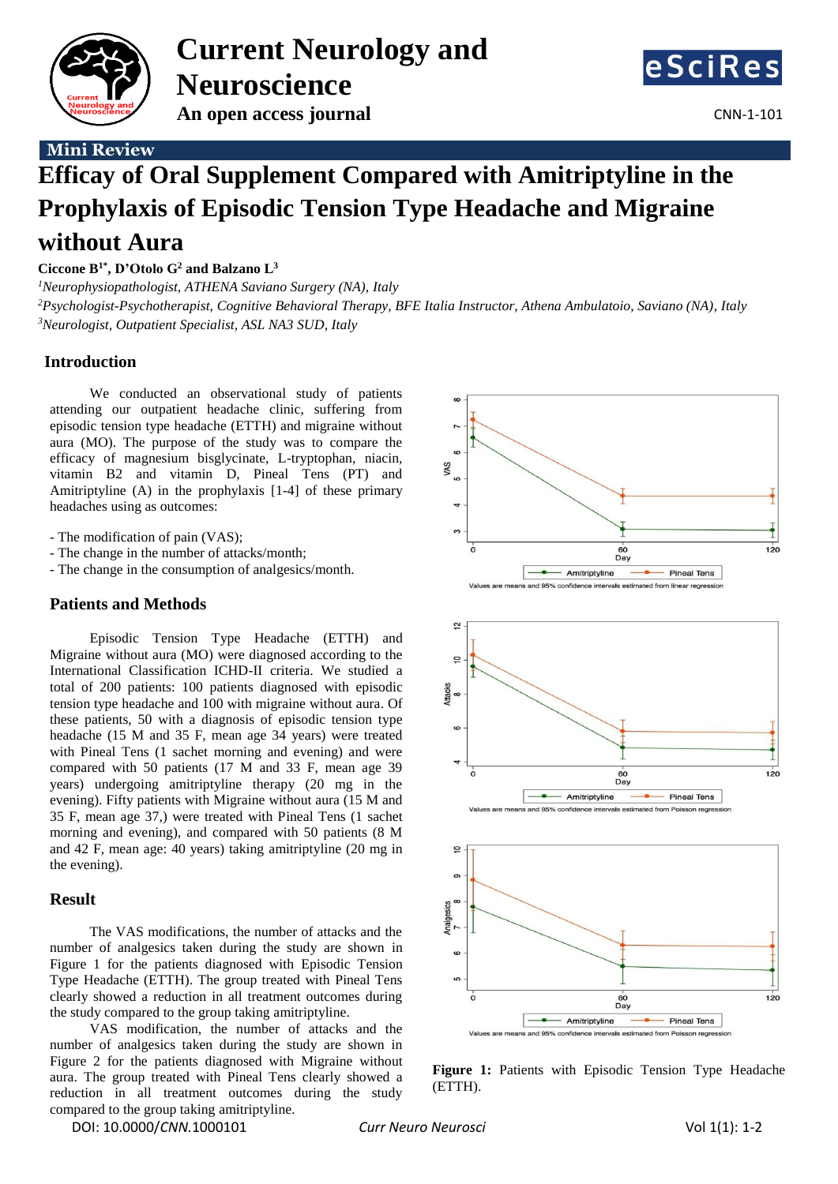Mini Review

# Efficacy of Oral Supplement Compared with Amitriptyline in the Prophylaxis of Episodic Tension Type Headache and Migraine without Aura

**Ciccone B[1*], D'Otolo G[2] and Balzano L[3]**

[1]*Neurophysiopathologist, ATHENA Saviano Surgery (NA), Italy*

[2]*Psychologist-Psychotherapist, Cognitive Behavioral Therapy, BFE Italia Instructor, Athena Ambulatoio, Saviano (NA), Italy*

[3]*Neurologist, Outpatient Specialist, ASL NA3 SUD, Italy*

## Introduction

We conducted an observational study of patients attending our outpatient headache clinic, suffering from episodic tension type headache (ETTH) and migraine without aura (MO). The purpose of the study was to compare the efficacy of magnesium bisglycinate, L-tryptophan, niacin, vitamin B2 and vitamin D, Pineal Tens (PT) and Amitriptyline (A) in the prophylaxis [1-4] of these primary headaches using as outcomes:

- The modification of pain (VAS);
- The change in the number of attacks/month;
- The change in the consumption of analgesics/month.

## Patients and Methods

Episodic Tension Type Headache (ETTH) and Migraine without aura (MO) were diagnosed according to the International Classification ICHD-II criteria. We studied a total of 200 patients: 100 patients diagnosed with episodic tension type headache and 100 with migraine without aura. Of these patients, 50 with a diagnosis of episodic tension type headache (15 M and 35 F, mean age 34 years) were treated with Pineal Tens (1 sachet morning and evening) and were compared with 50 patients (17 M and 33 F, mean age 39 years) undergoing amitriptyline therapy (20 mg in the evening). Fifty patients with Migraine without aura (15 M and 35 F, mean age 37,) were treated with Pineal Tens (1 sachet morning and evening), and compared with 50 patients (8 M and 42 F, mean age: 40 years) taking amitriptyline (20 mg in the evening).

## Result

The VAS modifications, the number of attacks and the number of analgesics taken during the study are shown in Figure 1 for the patients diagnosed with Episodic Tension Type Headache (ETTH). The group treated with Pineal Tens clearly showed a reduction in all treatment outcomes during the study compared to the group taking amitriptyline.

VAS modification, the number of attacks and the number of analgesics taken during the study are shown in Figure 2 for the patients diagnosed with Migraine without aura. The group treated with Pineal Tens clearly showed a reduction in all treatment outcomes during the study compared to the group taking amitriptyline.

**Figure 1:** Patients with Episodic Tension Type Headache (ETTH).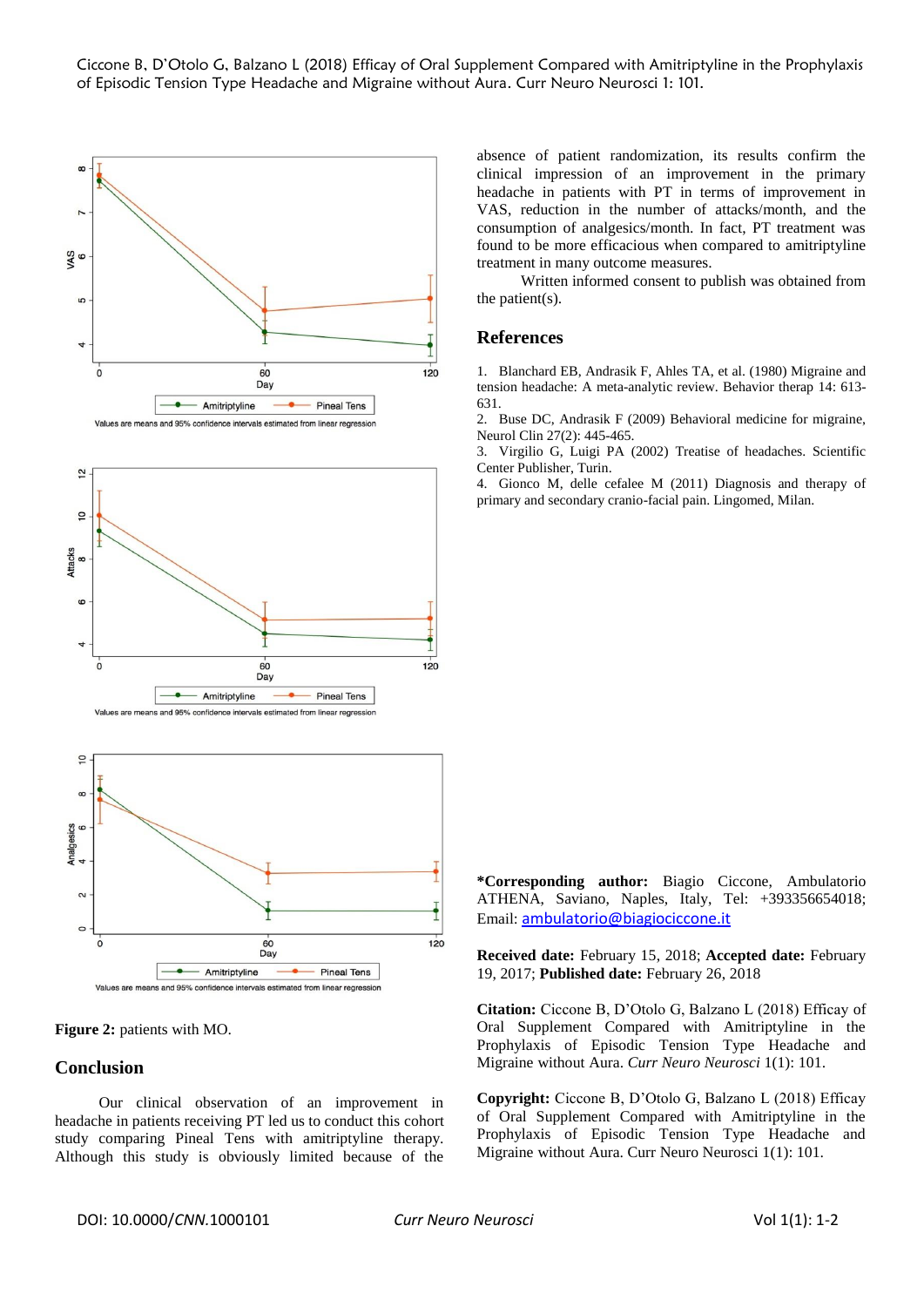VAS
8
7
6
5
4
0
60
120
Day
Amitriptyline
Pineal Tens
Values are means and 95% confidence intervals estimated from linear regression

Attacks
12
10
8
6
4
0
60
120
Day
Amitriptyline
Pineal Tens
Values are means and 95% confidence intervals estimated from linear regression

Analgesics
10
8
6
4
2
0
0
60
120
Day
Amitriptyline
Pineal Tens
Values are means and 95% confidence intervals estimated from linear regression

**Figure 2:** patients with MO.

## Conclusion

Our clinical observation of an improvement in headache in patients receiving PT led us to conduct this cohort study comparing Pineal Tens with amitriptyline therapy. Although this study is obviously limited because of the absence of patient randomization, its results confirm the clinical impression of an improvement in the primary headache in patients with PT in terms of improvement in VAS, reduction in the number of attacks/month, and the consumption of analgesics/month. In fact, PT treatment was found to be more efficacious when compared to amitriptyline treatment in many outcome measures.

Written informed consent to publish was obtained from the patient(s).

## References

1. Blanchard EB, Andrasik F, Ahles TA, et al. (1980) Migraine and tension headache: A meta-analytic review. Behavior therap 14: 613-631.
2. Buse DC, Andrasik F (2009) Behavioral medicine for migraine, Neurol Clin 27(2): 445-465.
3. Virgilio G, Luigi PA (2002) Treatise of headaches. Scientific Center Publisher, Turin.
4. Gionco M, delle cefalee M (2011) Diagnosis and therapy of primary and secondary cranio-facial pain. Lingomed, Milan.

**\*Corresponding author:** Biagio Ciccone, Ambulatorio ATHENA, Saviano, Naples, Italy, Tel: +393356654018; Email: ambulatorio@biagiociccone.it

**Received date:** February 15, 2018; **Accepted date:** February 19, 2017; **Published date:** February 26, 2018

**Citation:** Ciccone B, D'Otolo G, Balzano L (2018) Efficay of Oral Supplement Compared with Amitriptyline in the Prophylaxis of Episodic Tension Type Headache and Migraine without Aura. *Curr Neuro Neurosci* 1(1): 101.

**Copyright:** Ciccone B, D'Otolo G, Balzano L (2018) Efficay of Oral Supplement Compared with Amitriptyline in the Prophylaxis of Episodic Tension Type Headache and Migraine without Aura. Curr Neuro Neurosci 1(1): 101.